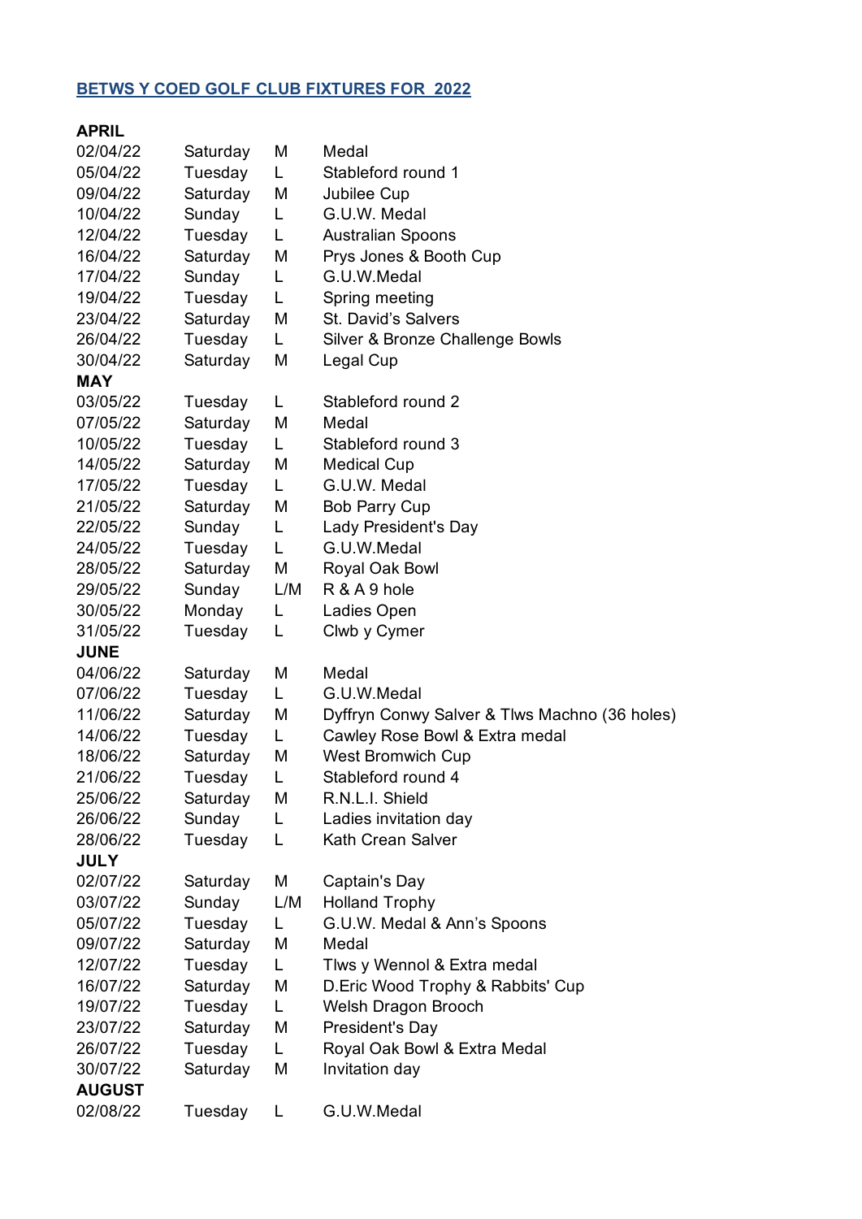## BETWS Y COED GOLF CLUB FIXTURES FOR 2022

**APRIL**

| | | | |
|---|---|---|---|
| 02/04/22 | Saturday | M | Medal |
| 05/04/22 | Tuesday | L | Stableford round 1 |
| 09/04/22 | Saturday | M | Jubilee Cup |
| 10/04/22 | Sunday | L | G.U.W. Medal |
| 12/04/22 | Tuesday | L | Australian Spoons |
| 16/04/22 | Saturday | M | Prys Jones & Booth Cup |
| 17/04/22 | Sunday | L | G.U.W.Medal |
| 19/04/22 | Tuesday | L | Spring meeting |
| 23/04/22 | Saturday | M | St. David's Salvers |
| 26/04/22 | Tuesday | L | Silver & Bronze Challenge Bowls |
| 30/04/22 | Saturday | M | Legal Cup |

**MAY**

| | | | |
|---|---|---|---|
| 03/05/22 | Tuesday | L | Stableford round 2 |
| 07/05/22 | Saturday | M | Medal |
| 10/05/22 | Tuesday | L | Stableford round 3 |
| 14/05/22 | Saturday | M | Medical Cup |
| 17/05/22 | Tuesday | L | G.U.W. Medal |
| 21/05/22 | Saturday | M | Bob Parry Cup |
| 22/05/22 | Sunday | L | Lady President's Day |
| 24/05/22 | Tuesday | L | G.U.W.Medal |
| 28/05/22 | Saturday | M | Royal Oak Bowl |
| 29/05/22 | Sunday | L/M | R & A 9 hole |
| 30/05/22 | Monday | L | Ladies Open |
| 31/05/22 | Tuesday | L | Clwb y Cymer |

**JUNE**

| | | | |
|---|---|---|---|
| 04/06/22 | Saturday | M | Medal |
| 07/06/22 | Tuesday | L | G.U.W.Medal |
| 11/06/22 | Saturday | M | Dyffryn Conwy Salver & Tlws Machno (36 holes) |
| 14/06/22 | Tuesday | L | Cawley Rose Bowl & Extra medal |
| 18/06/22 | Saturday | M | West Bromwich Cup |
| 21/06/22 | Tuesday | L | Stableford round 4 |
| 25/06/22 | Saturday | M | R.N.L.I. Shield |
| 26/06/22 | Sunday | L | Ladies invitation day |
| 28/06/22 | Tuesday | L | Kath Crean Salver |

**JULY**

| | | | |
|---|---|---|---|
| 02/07/22 | Saturday | M | Captain's Day |
| 03/07/22 | Sunday | L/M | Holland Trophy |
| 05/07/22 | Tuesday | L | G.U.W. Medal & Ann's Spoons |
| 09/07/22 | Saturday | M | Medal |
| 12/07/22 | Tuesday | L | Tlws y Wennol & Extra medal |
| 16/07/22 | Saturday | M | D.Eric Wood Trophy & Rabbits' Cup |
| 19/07/22 | Tuesday | L | Welsh Dragon Brooch |
| 23/07/22 | Saturday | M | President's Day |
| 26/07/22 | Tuesday | L | Royal Oak Bowl & Extra Medal |
| 30/07/22 | Saturday | M | Invitation day |

**AUGUST**

| | | | |
|---|---|---|---|
| 02/08/22 | Tuesday | L | G.U.W.Medal |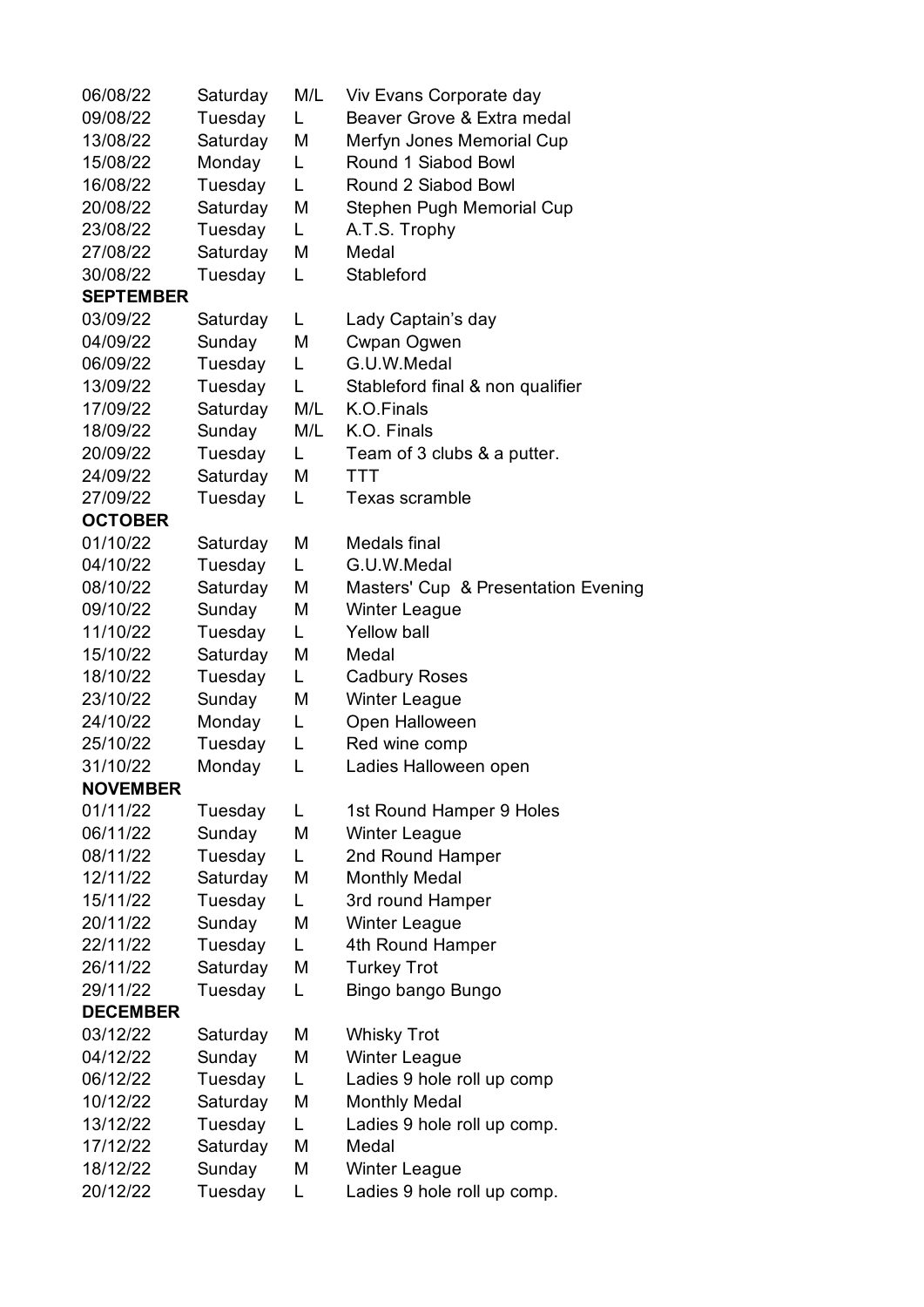| | | | |
|---|---|---|---|
| 06/08/22 | Saturday | M/L | Viv Evans Corporate day |
| 09/08/22 | Tuesday | L | Beaver Grove & Extra medal |
| 13/08/22 | Saturday | M | Merfyn Jones Memorial Cup |
| 15/08/22 | Monday | L | Round 1 Siabod Bowl |
| 16/08/22 | Tuesday | L | Round 2 Siabod Bowl |
| 20/08/22 | Saturday | M | Stephen Pugh Memorial Cup |
| 23/08/22 | Tuesday | L | A.T.S. Trophy |
| 27/08/22 | Saturday | M | Medal |
| 30/08/22 | Tuesday | L | Stableford |
| **SEPTEMBER** | | | |
| 03/09/22 | Saturday | L | Lady Captain's day |
| 04/09/22 | Sunday | M | Cwpan Ogwen |
| 06/09/22 | Tuesday | L | G.U.W.Medal |
| 13/09/22 | Tuesday | L | Stableford final & non qualifier |
| 17/09/22 | Saturday | M/L | K.O.Finals |
| 18/09/22 | Sunday | M/L | K.O. Finals |
| 20/09/22 | Tuesday | L | Team of 3 clubs & a putter. |
| 24/09/22 | Saturday | M | TTT |
| 27/09/22 | Tuesday | L | Texas scramble |
| **OCTOBER** | | | |
| 01/10/22 | Saturday | M | Medals final |
| 04/10/22 | Tuesday | L | G.U.W.Medal |
| 08/10/22 | Saturday | M | Masters' Cup & Presentation Evening |
| 09/10/22 | Sunday | M | Winter League |
| 11/10/22 | Tuesday | L | Yellow ball |
| 15/10/22 | Saturday | M | Medal |
| 18/10/22 | Tuesday | L | Cadbury Roses |
| 23/10/22 | Sunday | M | Winter League |
| 24/10/22 | Monday | L | Open Halloween |
| 25/10/22 | Tuesday | L | Red wine comp |
| 31/10/22 | Monday | L | Ladies Halloween open |
| **NOVEMBER** | | | |
| 01/11/22 | Tuesday | L | 1st Round Hamper 9 Holes |
| 06/11/22 | Sunday | M | Winter League |
| 08/11/22 | Tuesday | L | 2nd Round Hamper |
| 12/11/22 | Saturday | M | Monthly Medal |
| 15/11/22 | Tuesday | L | 3rd round Hamper |
| 20/11/22 | Sunday | M | Winter League |
| 22/11/22 | Tuesday | L | 4th Round Hamper |
| 26/11/22 | Saturday | M | Turkey Trot |
| 29/11/22 | Tuesday | L | Bingo bango Bungo |
| **DECEMBER** | | | |
| 03/12/22 | Saturday | M | Whisky Trot |
| 04/12/22 | Sunday | M | Winter League |
| 06/12/22 | Tuesday | L | Ladies 9 hole roll up comp |
| 10/12/22 | Saturday | M | Monthly Medal |
| 13/12/22 | Tuesday | L | Ladies 9 hole roll up comp. |
| 17/12/22 | Saturday | M | Medal |
| 18/12/22 | Sunday | M | Winter League |
| 20/12/22 | Tuesday | L | Ladies 9 hole roll up comp. |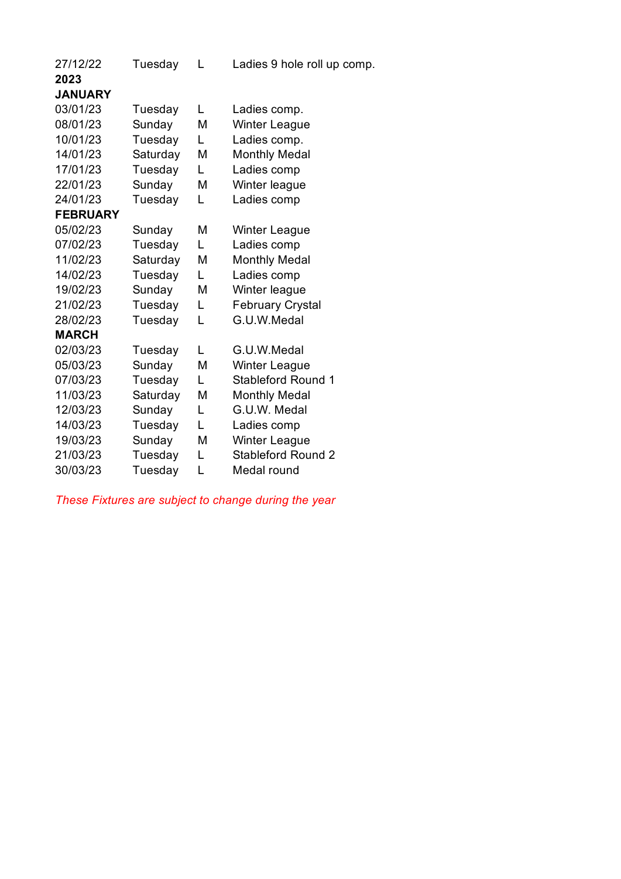| | | | |
|---|---|---|---|
| 27/12/22 | Tuesday | L | Ladies 9 hole roll up comp. |
| **2023** | | | |
| **JANUARY** | | | |
| 03/01/23 | Tuesday | L | Ladies comp. |
| 08/01/23 | Sunday | M | Winter League |
| 10/01/23 | Tuesday | L | Ladies comp. |
| 14/01/23 | Saturday | M | Monthly Medal |
| 17/01/23 | Tuesday | L | Ladies comp |
| 22/01/23 | Sunday | M | Winter league |
| 24/01/23 | Tuesday | L | Ladies comp |
| **FEBRUARY** | | | |
| 05/02/23 | Sunday | M | Winter League |
| 07/02/23 | Tuesday | L | Ladies comp |
| 11/02/23 | Saturday | M | Monthly Medal |
| 14/02/23 | Tuesday | L | Ladies comp |
| 19/02/23 | Sunday | M | Winter league |
| 21/02/23 | Tuesday | L | February Crystal |
| 28/02/23 | Tuesday | L | G.U.W.Medal |
| **MARCH** | | | |
| 02/03/23 | Tuesday | L | G.U.W.Medal |
| 05/03/23 | Sunday | M | Winter League |
| 07/03/23 | Tuesday | L | Stableford Round 1 |
| 11/03/23 | Saturday | M | Monthly Medal |
| 12/03/23 | Sunday | L | G.U.W. Medal |
| 14/03/23 | Tuesday | L | Ladies comp |
| 19/03/23 | Sunday | M | Winter League |
| 21/03/23 | Tuesday | L | Stableford Round 2 |
| 30/03/23 | Tuesday | L | Medal round |

*These Fixtures are subject to change during the year*